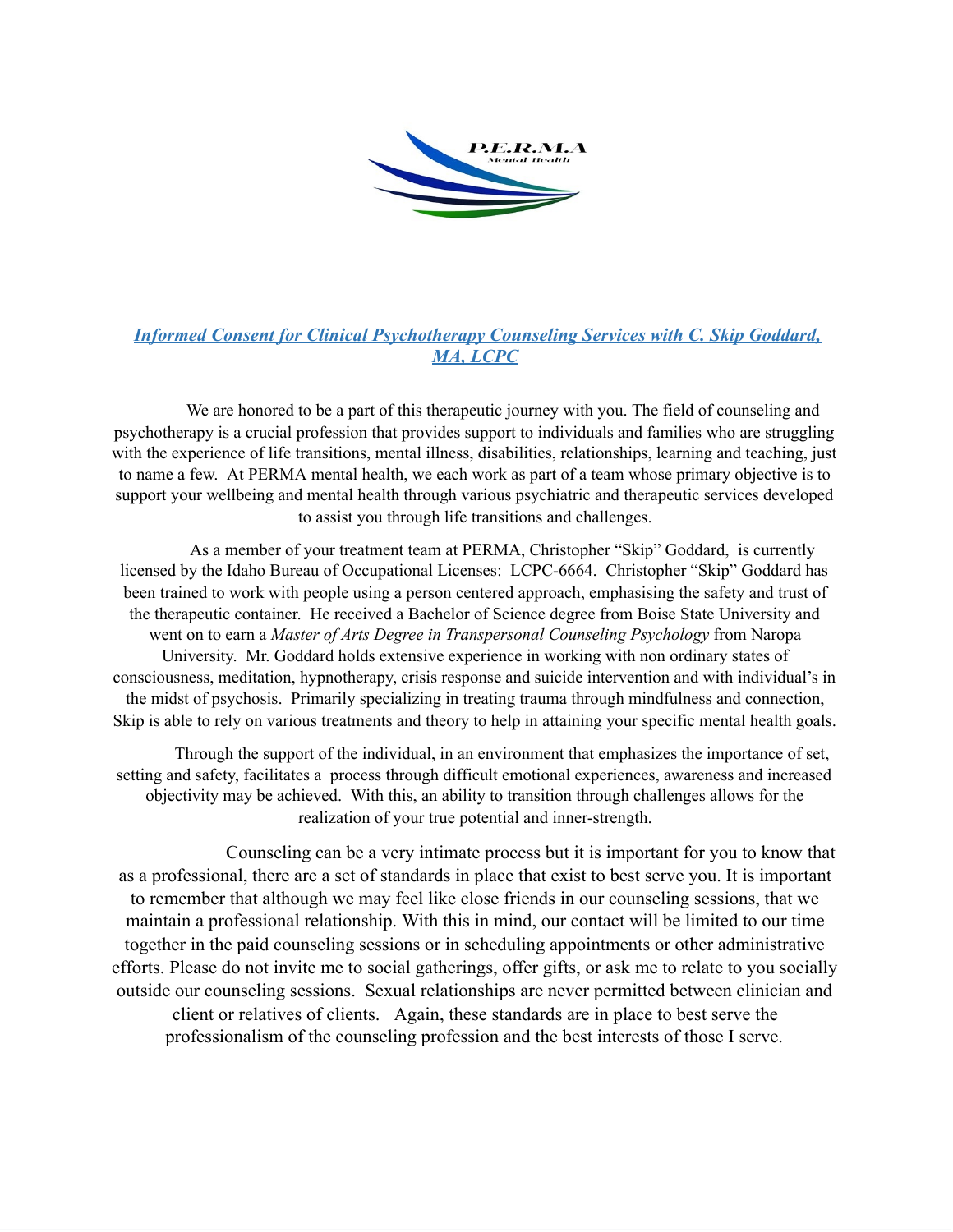P.E.R.M.A

Mental Health

## ***Informed Consent for Clinical Psychotherapy Counseling Services with C. Skip Goddard, MA, LCPC***

We are honored to be a part of this therapeutic journey with you. The field of counseling and psychotherapy is a crucial profession that provides support to individuals and families who are struggling with the experience of life transitions, mental illness, disabilities, relationships, learning and teaching, just to name a few. At PERMA mental health, we each work as part of a team whose primary objective is to support your wellbeing and mental health through various psychiatric and therapeutic services developed to assist you through life transitions and challenges.

As a member of your treatment team at PERMA, Christopher "Skip" Goddard, is currently licensed by the Idaho Bureau of Occupational Licenses: LCPC-6664. Christopher "Skip" Goddard has been trained to work with people using a person centered approach, emphasising the safety and trust of the therapeutic container. He received a Bachelor of Science degree from Boise State University and went on to earn a *Master of Arts Degree in Transpersonal Counseling Psychology* from Naropa University. Mr. Goddard holds extensive experience in working with non ordinary states of consciousness, meditation, hypnotherapy, crisis response and suicide intervention and with individual's in the midst of psychosis. Primarily specializing in treating trauma through mindfulness and connection, Skip is able to rely on various treatments and theory to help in attaining your specific mental health goals.

Through the support of the individual, in an environment that emphasizes the importance of set, setting and safety, facilitates a process through difficult emotional experiences, awareness and increased objectivity may be achieved. With this, an ability to transition through challenges allows for the realization of your true potential and inner-strength.

Counseling can be a very intimate process but it is important for you to know that as a professional, there are a set of standards in place that exist to best serve you. It is important to remember that although we may feel like close friends in our counseling sessions, that we maintain a professional relationship. With this in mind, our contact will be limited to our time together in the paid counseling sessions or in scheduling appointments or other administrative efforts. Please do not invite me to social gatherings, offer gifts, or ask me to relate to you socially outside our counseling sessions. Sexual relationships are never permitted between clinician and client or relatives of clients. Again, these standards are in place to best serve the professionalism of the counseling profession and the best interests of those I serve.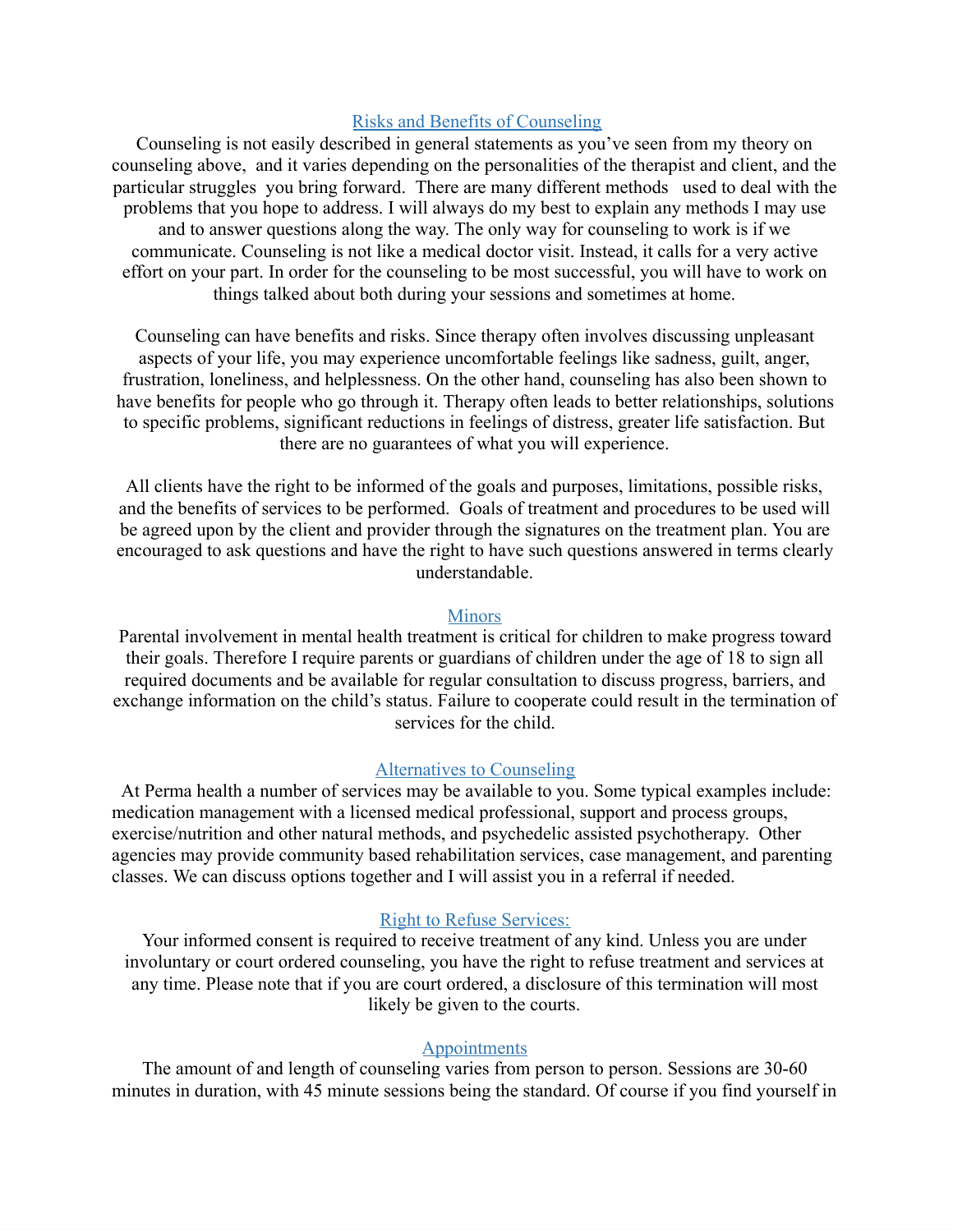## Risks and Benefits of Counseling

Counseling is not easily described in general statements as you've seen from my theory on counseling above, and it varies depending on the personalities of the therapist and client, and the particular struggles you bring forward. There are many different methods used to deal with the problems that you hope to address. I will always do my best to explain any methods I may use and to answer questions along the way. The only way for counseling to work is if we communicate. Counseling is not like a medical doctor visit. Instead, it calls for a very active effort on your part. In order for the counseling to be most successful, you will have to work on things talked about both during your sessions and sometimes at home.

Counseling can have benefits and risks. Since therapy often involves discussing unpleasant aspects of your life, you may experience uncomfortable feelings like sadness, guilt, anger, frustration, loneliness, and helplessness. On the other hand, counseling has also been shown to have benefits for people who go through it. Therapy often leads to better relationships, solutions to specific problems, significant reductions in feelings of distress, greater life satisfaction. But there are no guarantees of what you will experience.

All clients have the right to be informed of the goals and purposes, limitations, possible risks, and the benefits of services to be performed. Goals of treatment and procedures to be used will be agreed upon by the client and provider through the signatures on the treatment plan. You are encouraged to ask questions and have the right to have such questions answered in terms clearly understandable.

## Minors

Parental involvement in mental health treatment is critical for children to make progress toward their goals. Therefore I require parents or guardians of children under the age of 18 to sign all required documents and be available for regular consultation to discuss progress, barriers, and exchange information on the child's status. Failure to cooperate could result in the termination of services for the child.

## Alternatives to Counseling

At Perma health a number of services may be available to you. Some typical examples include: medication management with a licensed medical professional, support and process groups, exercise/nutrition and other natural methods, and psychedelic assisted psychotherapy. Other agencies may provide community based rehabilitation services, case management, and parenting classes. We can discuss options together and I will assist you in a referral if needed.

## Right to Refuse Services:

Your informed consent is required to receive treatment of any kind. Unless you are under involuntary or court ordered counseling, you have the right to refuse treatment and services at any time. Please note that if you are court ordered, a disclosure of this termination will most likely be given to the courts.

## Appointments

The amount of and length of counseling varies from person to person. Sessions are 30-60 minutes in duration, with 45 minute sessions being the standard. Of course if you find yourself in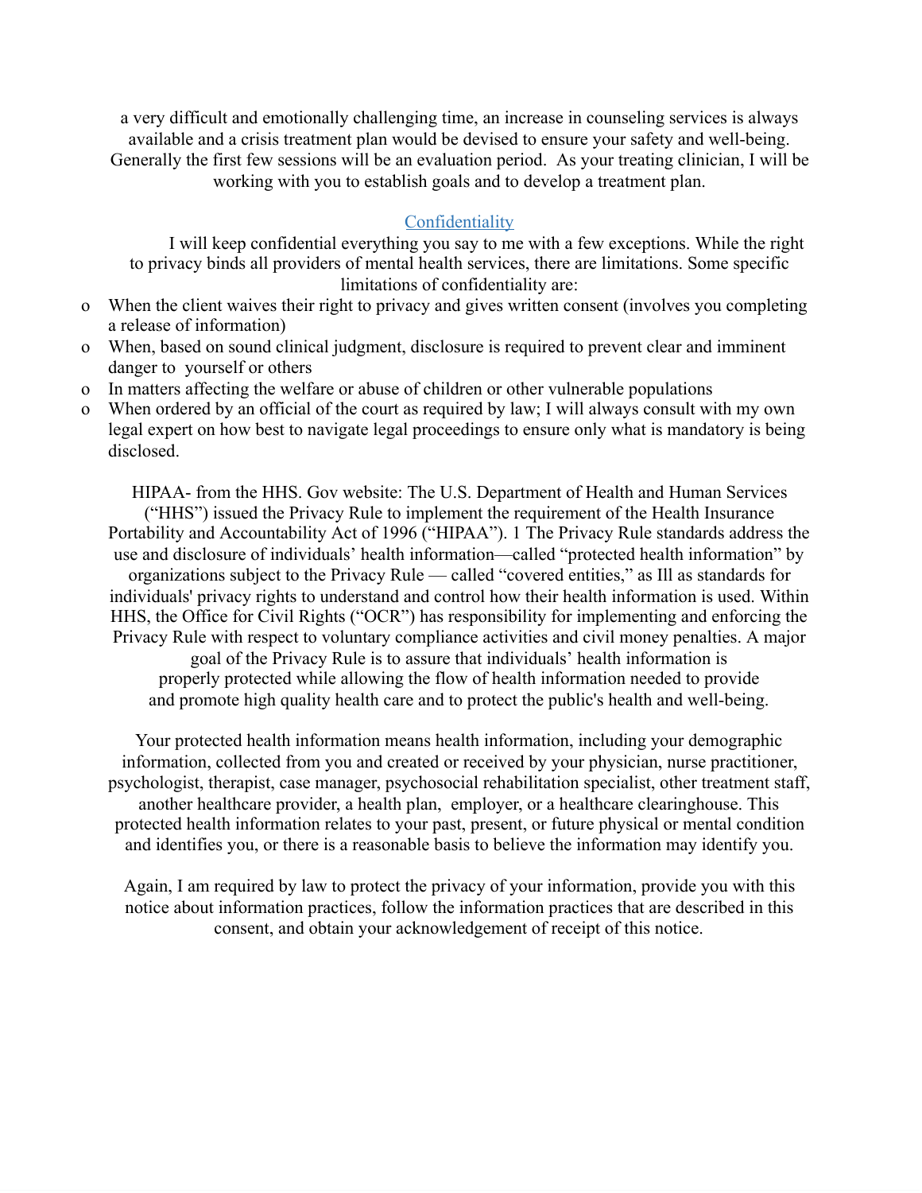a very difficult and emotionally challenging time, an increase in counseling services is always available and a crisis treatment plan would be devised to ensure your safety and well-being. Generally the first few sessions will be an evaluation period. As your treating clinician, I will be working with you to establish goals and to develop a treatment plan.

## Confidentiality

I will keep confidential everything you say to me with a few exceptions. While the right to privacy binds all providers of mental health services, there are limitations. Some specific limitations of confidentiality are:

- When the client waives their right to privacy and gives written consent (involves you completing a release of information)
- When, based on sound clinical judgment, disclosure is required to prevent clear and imminent danger to yourself or others
- In matters affecting the welfare or abuse of children or other vulnerable populations
- When ordered by an official of the court as required by law; I will always consult with my own legal expert on how best to navigate legal proceedings to ensure only what is mandatory is being disclosed.

HIPAA- from the HHS. Gov website: The U.S. Department of Health and Human Services ("HHS") issued the Privacy Rule to implement the requirement of the Health Insurance Portability and Accountability Act of 1996 ("HIPAA"). 1 The Privacy Rule standards address the use and disclosure of individuals' health information—called "protected health information" by organizations subject to the Privacy Rule — called "covered entities," as Ill as standards for individuals' privacy rights to understand and control how their health information is used. Within HHS, the Office for Civil Rights ("OCR") has responsibility for implementing and enforcing the Privacy Rule with respect to voluntary compliance activities and civil money penalties. A major goal of the Privacy Rule is to assure that individuals' health information is properly protected while allowing the flow of health information needed to provide and promote high quality health care and to protect the public's health and well-being.

Your protected health information means health information, including your demographic information, collected from you and created or received by your physician, nurse practitioner, psychologist, therapist, case manager, psychosocial rehabilitation specialist, other treatment staff, another healthcare provider, a health plan, employer, or a healthcare clearinghouse. This protected health information relates to your past, present, or future physical or mental condition and identifies you, or there is a reasonable basis to believe the information may identify you.

Again, I am required by law to protect the privacy of your information, provide you with this notice about information practices, follow the information practices that are described in this consent, and obtain your acknowledgement of receipt of this notice.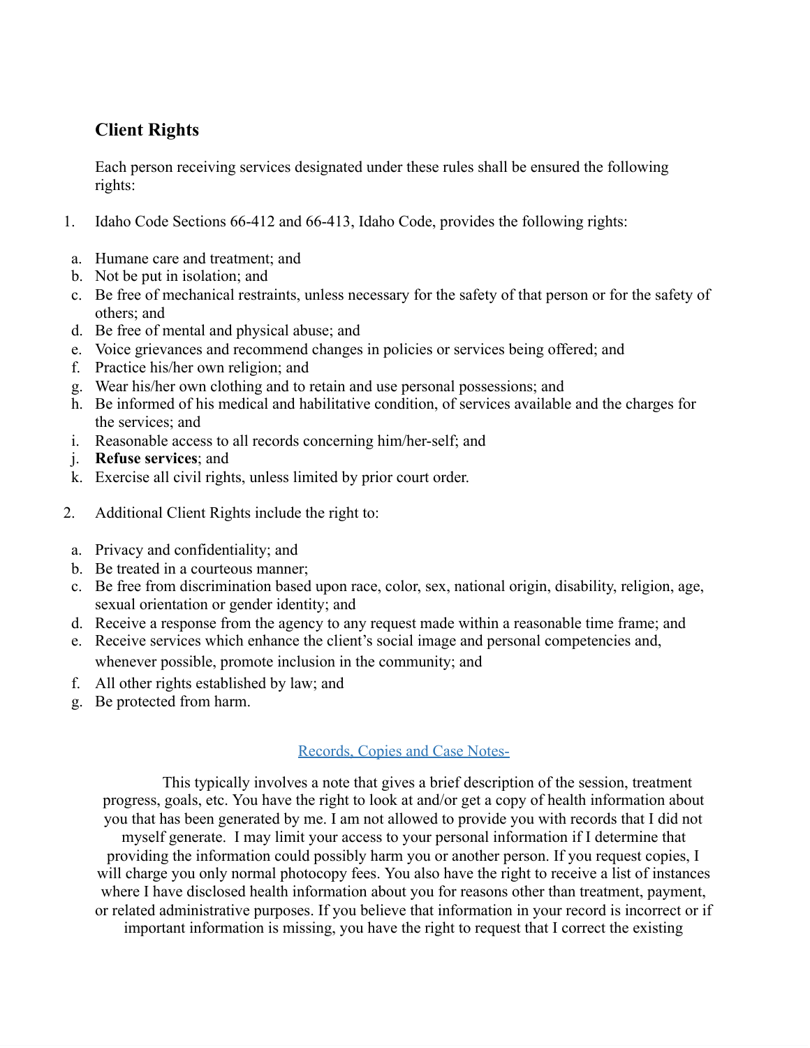## Client Rights

Each person receiving services designated under these rules shall be ensured the following rights:

1. Idaho Code Sections 66-412 and 66-413, Idaho Code, provides the following rights:

   a. Humane care and treatment; and
   b. Not be put in isolation; and
   c. Be free of mechanical restraints, unless necessary for the safety of that person or for the safety of others; and
   d. Be free of mental and physical abuse; and
   e. Voice grievances and recommend changes in policies or services being offered; and
   f. Practice his/her own religion; and
   g. Wear his/her own clothing and to retain and use personal possessions; and
   h. Be informed of his medical and habilitative condition, of services available and the charges for the services; and
   i. Reasonable access to all records concerning him/her-self; and
   j. **Refuse services**; and
   k. Exercise all civil rights, unless limited by prior court order.

2. Additional Client Rights include the right to:

   a. Privacy and confidentiality; and
   b. Be treated in a courteous manner;
   c. Be free from discrimination based upon race, color, sex, national origin, disability, religion, age, sexual orientation or gender identity; and
   d. Receive a response from the agency to any request made within a reasonable time frame; and
   e. Receive services which enhance the client's social image and personal competencies and, whenever possible, promote inclusion in the community; and
   f. All other rights established by law; and
   g. Be protected from harm.

Records, Copies and Case Notes-

This typically involves a note that gives a brief description of the session, treatment progress, goals, etc. You have the right to look at and/or get a copy of health information about you that has been generated by me. I am not allowed to provide you with records that I did not myself generate. I may limit your access to your personal information if I determine that providing the information could possibly harm you or another person. If you request copies, I will charge you only normal photocopy fees. You also have the right to receive a list of instances where I have disclosed health information about you for reasons other than treatment, payment, or related administrative purposes. If you believe that information in your record is incorrect or if important information is missing, you have the right to request that I correct the existing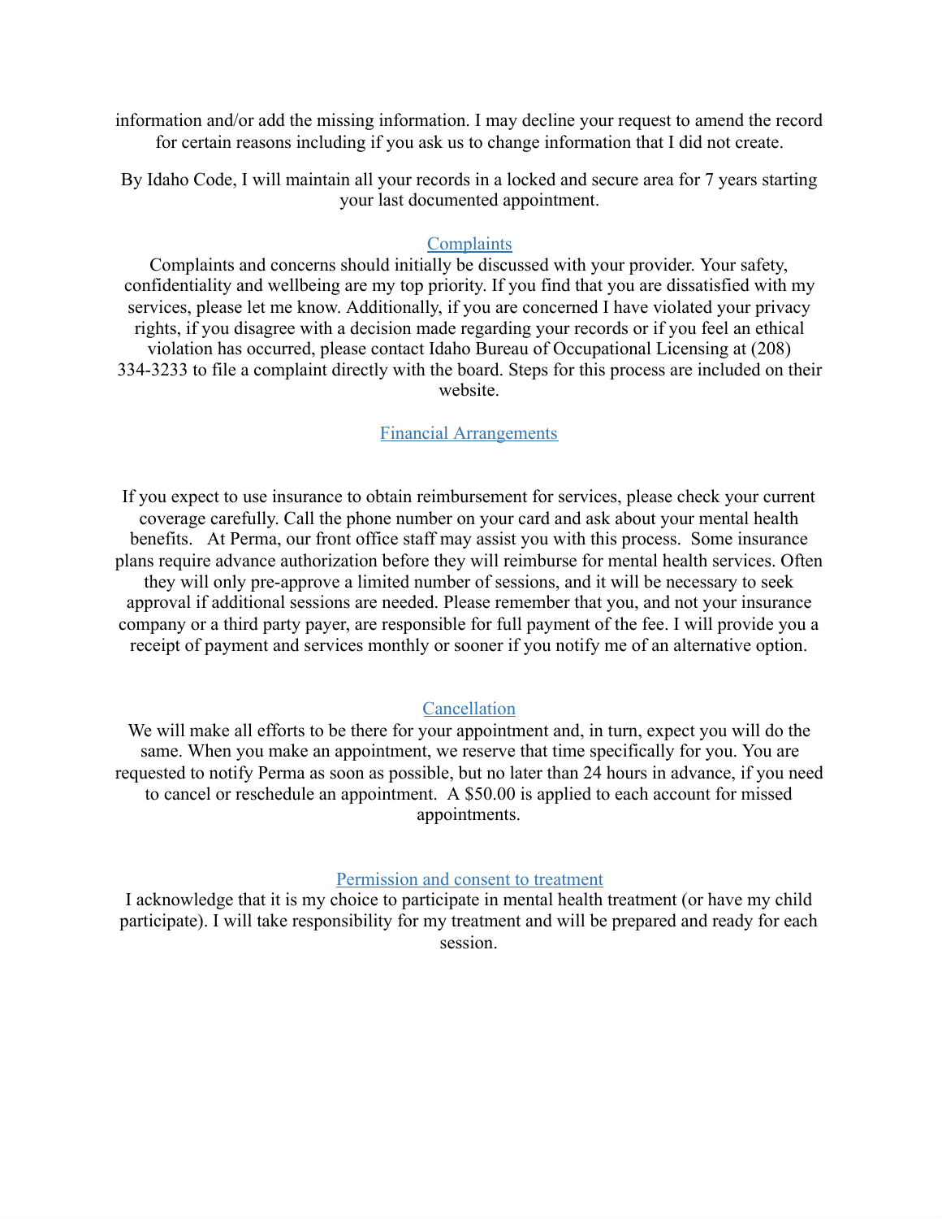information and/or add the missing information. I may decline your request to amend the record for certain reasons including if you ask us to change information that I did not create.

By Idaho Code, I will maintain all your records in a locked and secure area for 7 years starting your last documented appointment.

## Complaints

Complaints and concerns should initially be discussed with your provider. Your safety, confidentiality and wellbeing are my top priority. If you find that you are dissatisfied with my services, please let me know. Additionally, if you are concerned I have violated your privacy rights, if you disagree with a decision made regarding your records or if you feel an ethical violation has occurred, please contact Idaho Bureau of Occupational Licensing at (208) 334-3233 to file a complaint directly with the board. Steps for this process are included on their website.

## Financial Arrangements

If you expect to use insurance to obtain reimbursement for services, please check your current coverage carefully. Call the phone number on your card and ask about your mental health benefits. At Perma, our front office staff may assist you with this process. Some insurance plans require advance authorization before they will reimburse for mental health services. Often they will only pre-approve a limited number of sessions, and it will be necessary to seek approval if additional sessions are needed. Please remember that you, and not your insurance company or a third party payer, are responsible for full payment of the fee. I will provide you a receipt of payment and services monthly or sooner if you notify me of an alternative option.

## Cancellation

We will make all efforts to be there for your appointment and, in turn, expect you will do the same. When you make an appointment, we reserve that time specifically for you. You are requested to notify Perma as soon as possible, but no later than 24 hours in advance, if you need to cancel or reschedule an appointment. A $50.00 is applied to each account for missed appointments.

## Permission and consent to treatment

I acknowledge that it is my choice to participate in mental health treatment (or have my child participate). I will take responsibility for my treatment and will be prepared and ready for each session.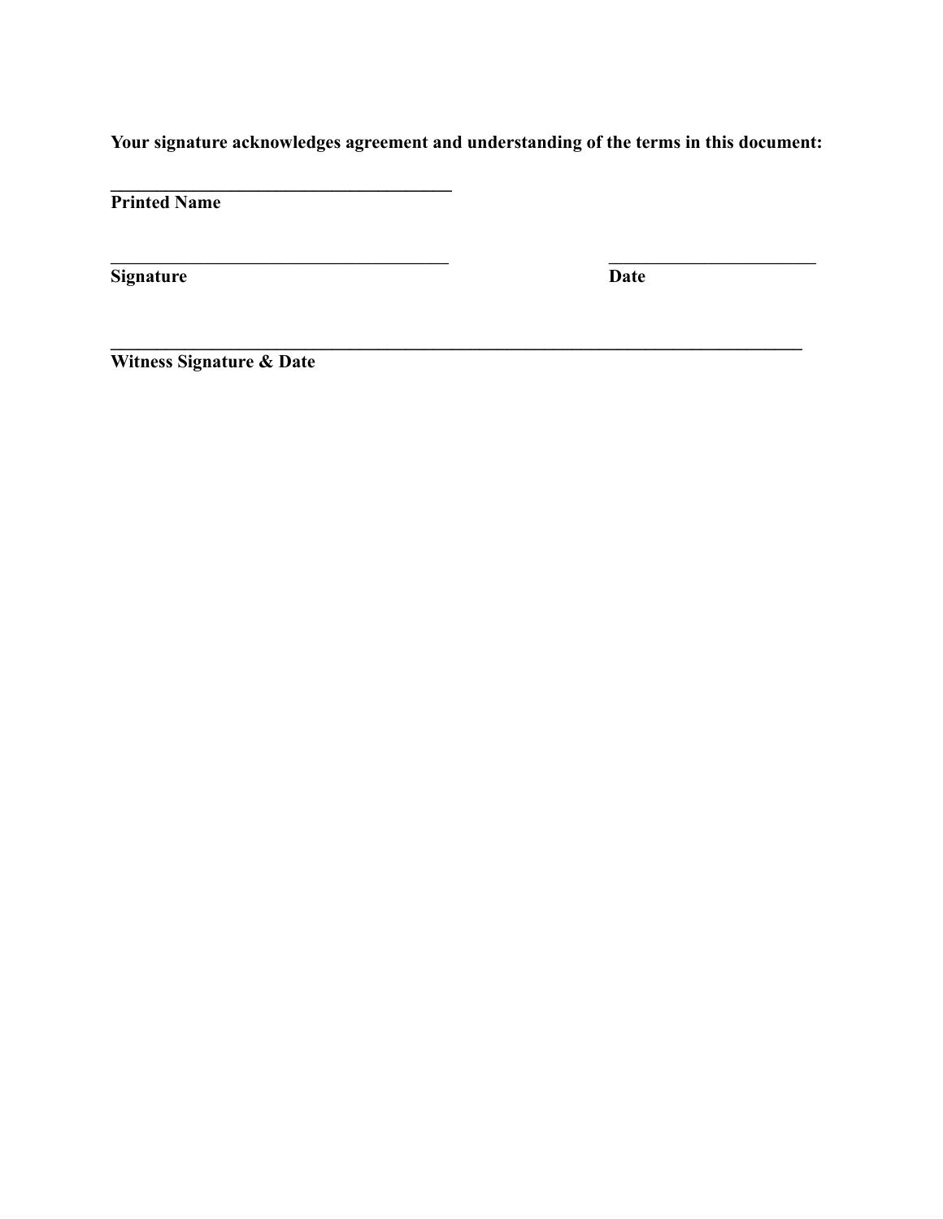**Your signature acknowledges agreement and understanding of the terms in this document:**

**______________________________________**
**Printed Name**

**______________________________________** **_______________________**
**Signature** **Date**

**_____________________________________________________________________________**
**Witness Signature & Date**